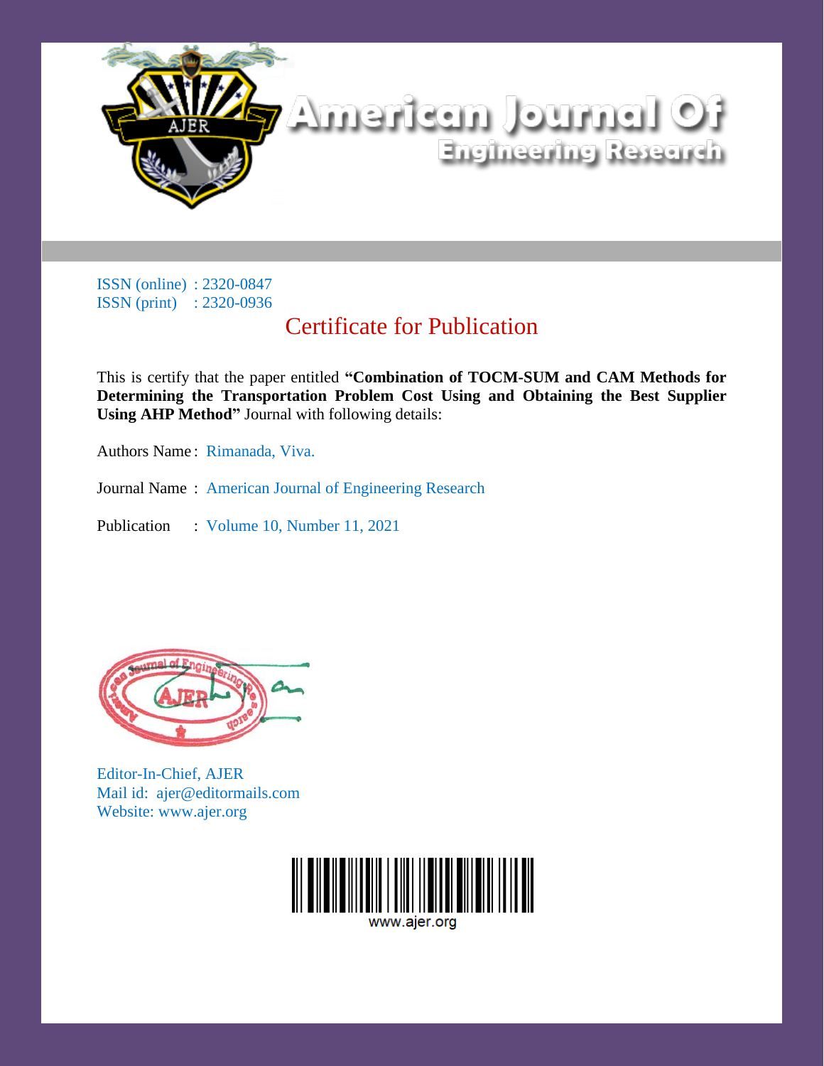# American Journal Of Engineering Research

ISSN (online) : 2320-0847
ISSN (print) : 2320-0936

## Certificate for Publication

This is certify that the paper entitled **"Combination of TOCM-SUM and CAM Methods for Determining the Transportation Problem Cost Using and Obtaining the Best Supplier Using AHP Method"** Journal with following details:

Authors Name : Rimanada, Viva.

Journal Name : American Journal of Engineering Research

Publication : Volume 10, Number 11, 2021

Editor-In-Chief, AJER
Mail id: ajer@editormails.com
Website: www.ajer.org

www.ajer.org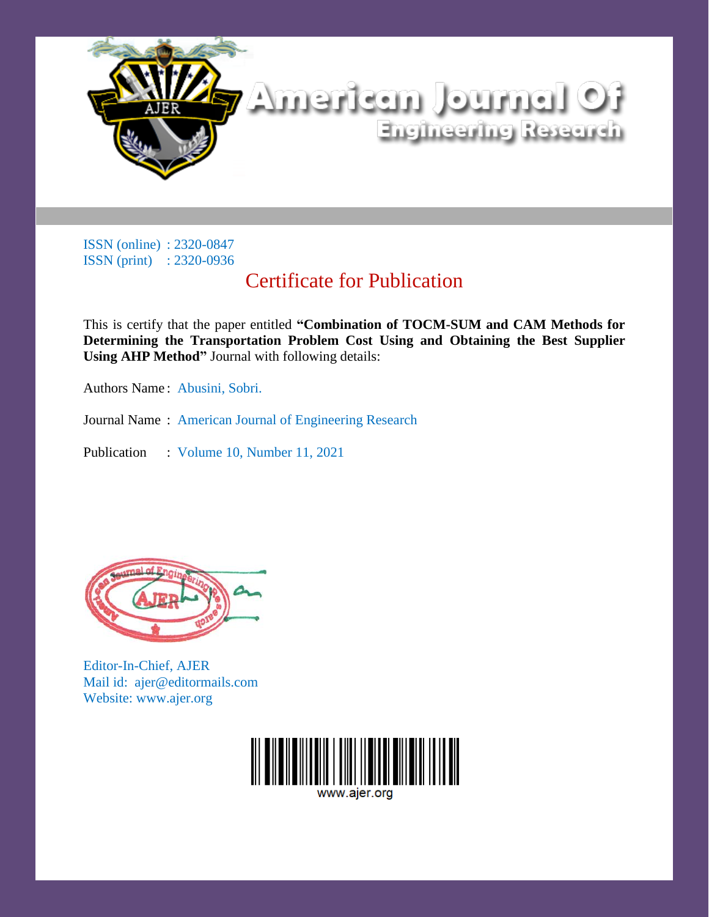# American Journal Of Engineering Research

ISSN (online) : 2320-0847
ISSN (print) : 2320-0936

## Certificate for Publication

This is certify that the paper entitled **"Combination of TOCM-SUM and CAM Methods for Determining the Transportation Problem Cost Using and Obtaining the Best Supplier Using AHP Method"** Journal with following details:

Authors Name : Abusini, Sobri.

Journal Name : American Journal of Engineering Research

Publication : Volume 10, Number 11, 2021

Editor-In-Chief, AJER
Mail id: ajer@editormails.com
Website: www.ajer.org

www.ajer.org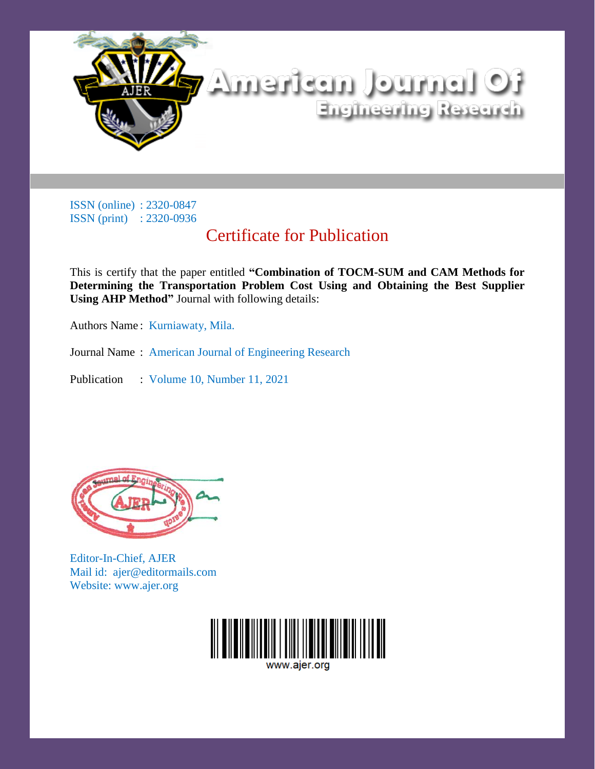# American Journal Of Engineering Research

ISSN (online) : 2320-0847
ISSN (print) : 2320-0936

## Certificate for Publication

This is certify that the paper entitled **"Combination of TOCM-SUM and CAM Methods for Determining the Transportation Problem Cost Using and Obtaining the Best Supplier Using AHP Method"** Journal with following details:

Authors Name : Kurniawaty, Mila.

Journal Name : American Journal of Engineering Research

Publication : Volume 10, Number 11, 2021

Editor-In-Chief, AJER
Mail id: ajer@editormails.com
Website: www.ajer.org

www.ajer.org